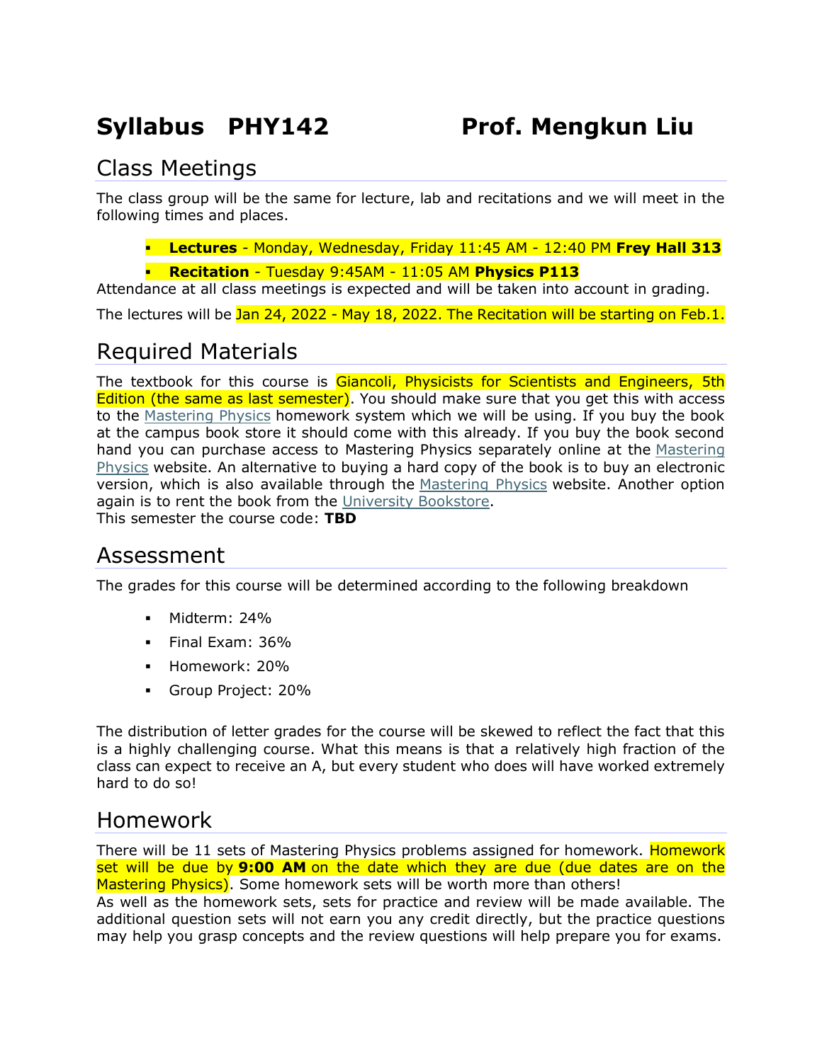# Syllabus PHY142 Prof. Mengkun Liu

## Class Meetings

The class group will be the same for lecture, lab and recitations and we will meet in the following times and places.

- **Lectures** - Monday, Wednesday, Friday 11:45 AM - 12:40 PM **Frey Hall 313**
- **Recitation** - Tuesday 9:45AM - 11:05 AM **Physics P113**

Attendance at all class meetings is expected and will be taken into account in grading.

The lectures will be Jan 24, 2022 - May 18, 2022. The Recitation will be starting on Feb.1.

## Required Materials

The textbook for this course is Giancoli, Physicists for Scientists and Engineers, 5th Edition (the same as last semester). You should make sure that you get this with access to the Mastering Physics homework system which we will be using. If you buy the book at the campus book store it should come with this already. If you buy the book second hand you can purchase access to Mastering Physics separately online at the Mastering Physics website. An alternative to buying a hard copy of the book is to buy an electronic version, which is also available through the Mastering Physics website. Another option again is to rent the book from the University Bookstore.
This semester the course code: **TBD**

## Assessment

The grades for this course will be determined according to the following breakdown

- Midterm: 24%
- Final Exam: 36%
- Homework: 20%
- Group Project: 20%

The distribution of letter grades for the course will be skewed to reflect the fact that this is a highly challenging course. What this means is that a relatively high fraction of the class can expect to receive an A, but every student who does will have worked extremely hard to do so!

## Homework

There will be 11 sets of Mastering Physics problems assigned for homework. Homework set will be due by **9:00 AM** on the date which they are due (due dates are on the Mastering Physics). Some homework sets will be worth more than others!
As well as the homework sets, sets for practice and review will be made available. The additional question sets will not earn you any credit directly, but the practice questions may help you grasp concepts and the review questions will help prepare you for exams.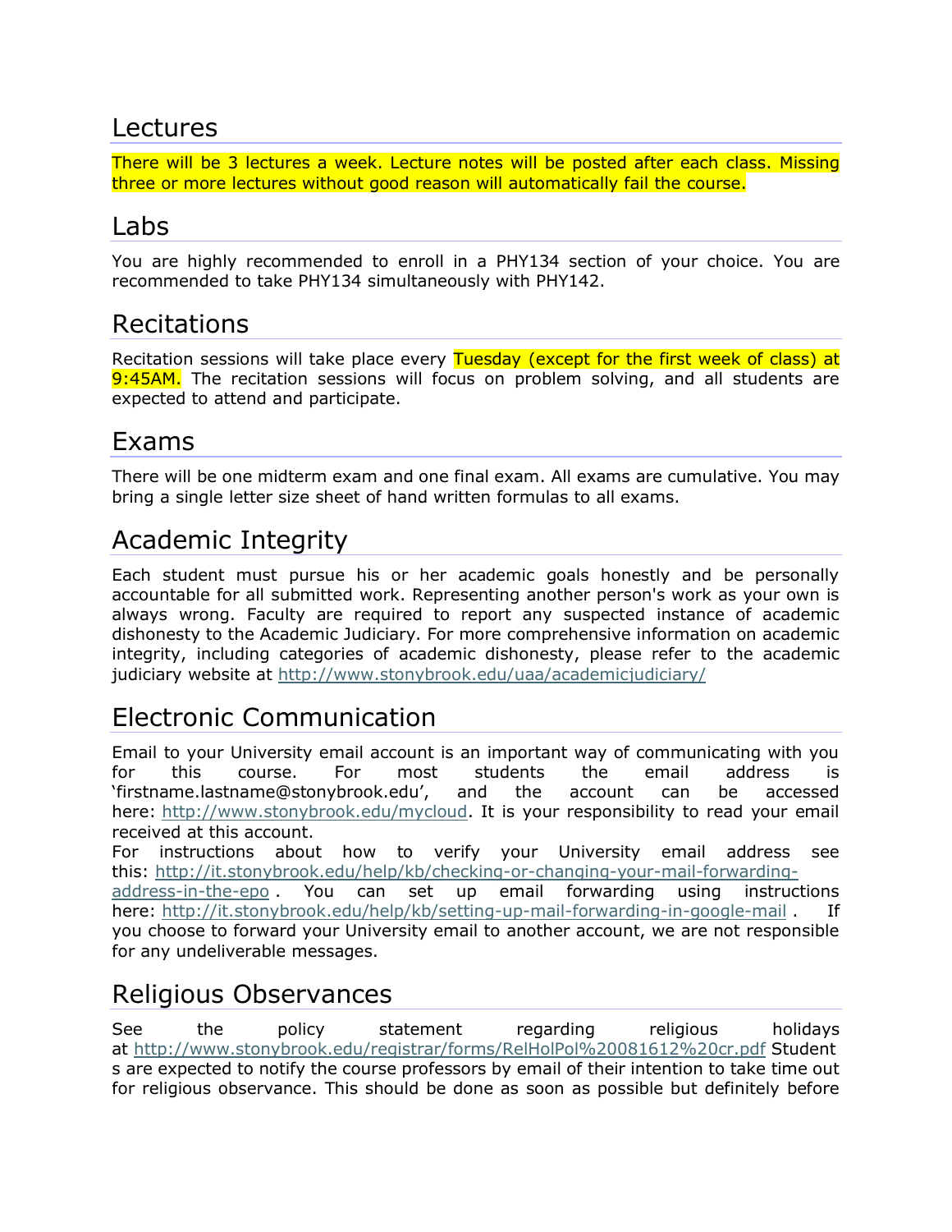## Lectures

There will be 3 lectures a week. Lecture notes will be posted after each class. Missing three or more lectures without good reason will automatically fail the course.

## Labs

You are highly recommended to enroll in a PHY134 section of your choice. You are recommended to take PHY134 simultaneously with PHY142.

## Recitations

Recitation sessions will take place every Tuesday (except for the first week of class) at 9:45AM. The recitation sessions will focus on problem solving, and all students are expected to attend and participate.

## Exams

There will be one midterm exam and one final exam. All exams are cumulative. You may bring a single letter size sheet of hand written formulas to all exams.

## Academic Integrity

Each student must pursue his or her academic goals honestly and be personally accountable for all submitted work. Representing another person's work as your own is always wrong. Faculty are required to report any suspected instance of academic dishonesty to the Academic Judiciary. For more comprehensive information on academic integrity, including categories of academic dishonesty, please refer to the academic judiciary website at http://www.stonybrook.edu/uaa/academicjudiciary/

## Electronic Communication

Email to your University email account is an important way of communicating with you for this course. For most students the email address is 'firstname.lastname@stonybrook.edu', and the account can be accessed here: http://www.stonybrook.edu/mycloud. It is your responsibility to read your email received at this account.
For instructions about how to verify your University email address see this: http://it.stonybrook.edu/help/kb/checking-or-changing-your-mail-forwarding-address-in-the-epo . You can set up email forwarding using instructions here: http://it.stonybrook.edu/help/kb/setting-up-mail-forwarding-in-google-mail . If you choose to forward your University email to another account, we are not responsible for any undeliverable messages.

## Religious Observances

See the policy statement regarding religious holidays at http://www.stonybrook.edu/registrar/forms/RelHolPol%20081612%20cr.pdf Students are expected to notify the course professors by email of their intention to take time out for religious observance. This should be done as soon as possible but definitely before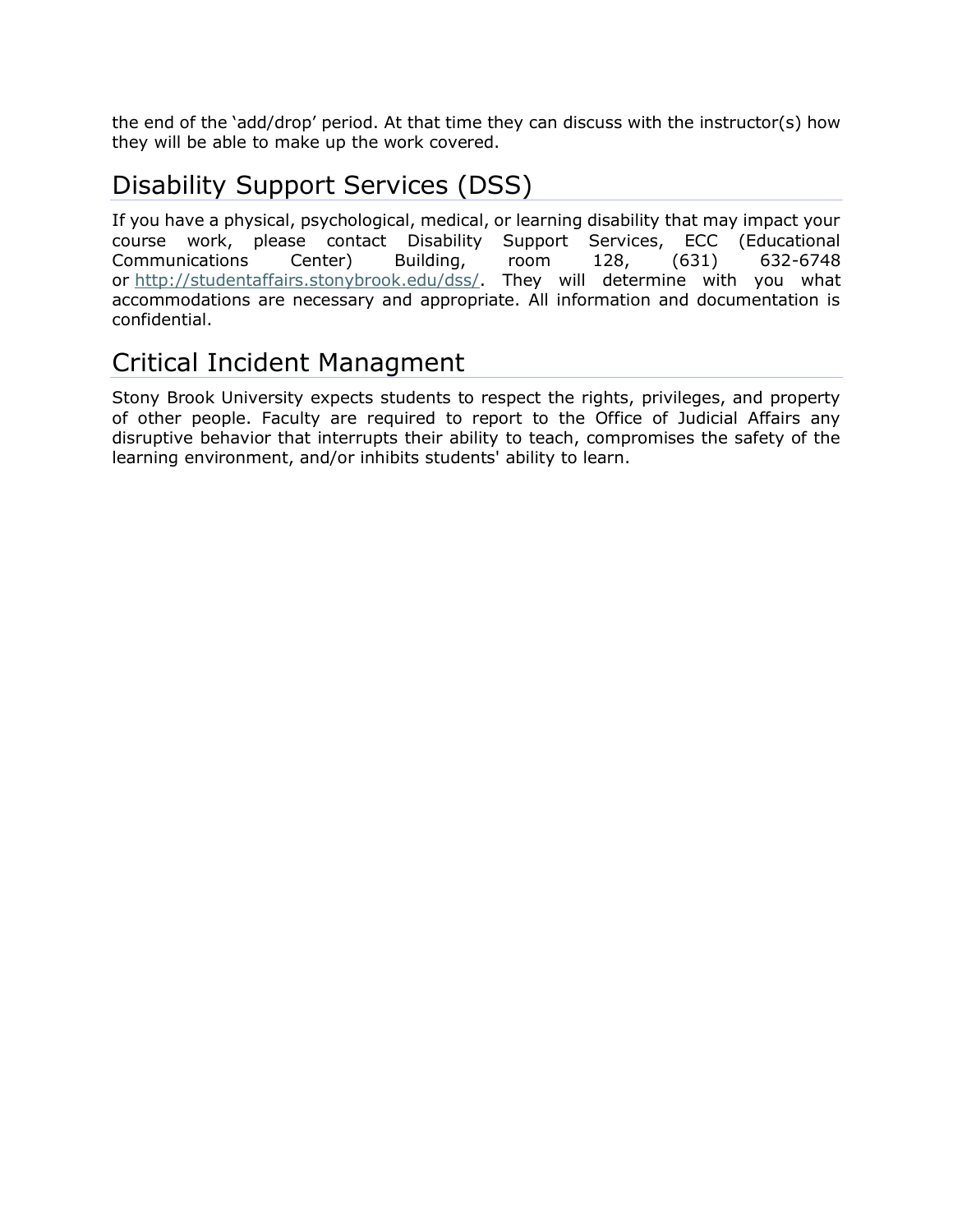the end of the ‘add/drop’ period. At that time they can discuss with the instructor(s) how they will be able to make up the work covered.

## Disability Support Services (DSS)

If you have a physical, psychological, medical, or learning disability that may impact your course work, please contact Disability Support Services, ECC (Educational Communications Center) Building, room 128, (631) 632-6748 or http://studentaffairs.stonybrook.edu/dss/. They will determine with you what accommodations are necessary and appropriate. All information and documentation is confidential.

## Critical Incident Managment

Stony Brook University expects students to respect the rights, privileges, and property of other people. Faculty are required to report to the Office of Judicial Affairs any disruptive behavior that interrupts their ability to teach, compromises the safety of the learning environment, and/or inhibits students' ability to learn.